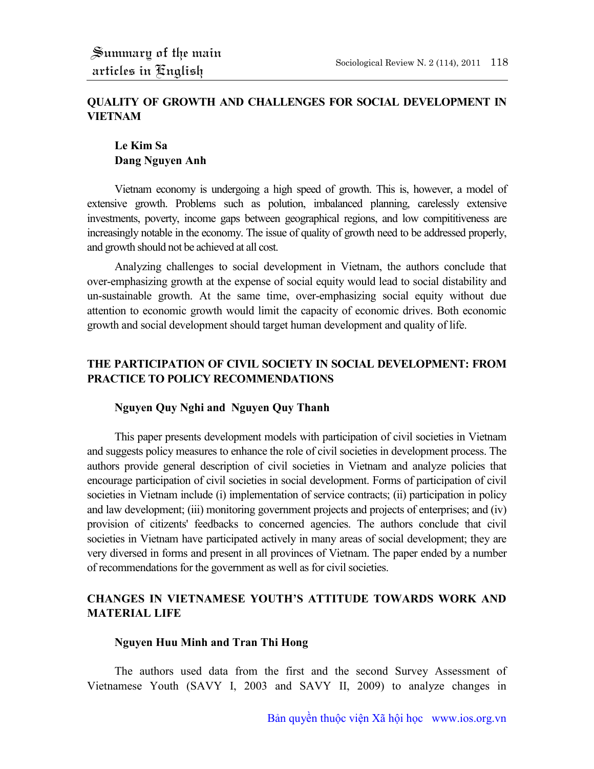## QUALITY OF GROWTH AND CHALLENGES FOR SOCIAL DEVELOPMENT IN VIETNAM

**Le Kim Sa**
**Dang Nguyen Anh**

Vietnam economy is undergoing a high speed of growth. This is, however, a model of extensive growth. Problems such as polution, imbalanced planning, carelessly extensive investments, poverty, income gaps between geographical regions, and low compititiveness are increasingly notable in the economy. The issue of quality of growth need to be addressed properly, and growth should not be achieved at all cost.

Analyzing challenges to social development in Vietnam, the authors conclude that over-emphasizing growth at the expense of social equity would lead to social distability and un-sustainable growth. At the same time, over-emphasizing social equity without due attention to economic growth would limit the capacity of economic drives. Both economic growth and social development should target human development and quality of life.

## THE PARTICIPATION OF CIVIL SOCIETY IN SOCIAL DEVELOPMENT: FROM PRACTICE TO POLICY RECOMMENDATIONS

**Nguyen Quy Nghi and Nguyen Quy Thanh**

This paper presents development models with participation of civil societies in Vietnam and suggests policy measures to enhance the role of civil societies in development process. The authors provide general description of civil societies in Vietnam and analyze policies that encourage participation of civil societies in social development. Forms of participation of civil societies in Vietnam include (i) implementation of service contracts; (ii) participation in policy and law development; (iii) monitoring government projects and projects of enterprises; and (iv) provision of citizents' feedbacks to concerned agencies. The authors conclude that civil societies in Vietnam have participated actively in many areas of social development; they are very diversed in forms and present in all provinces of Vietnam. The paper ended by a number of recommendations for the government as well as for civil societies.

## CHANGES IN VIETNAMESE YOUTH'S ATTITUDE TOWARDS WORK AND MATERIAL LIFE

**Nguyen Huu Minh and Tran Thi Hong**

The authors used data from the first and the second Survey Assessment of Vietnamese Youth (SAVY I, 2003 and SAVY II, 2009) to analyze changes in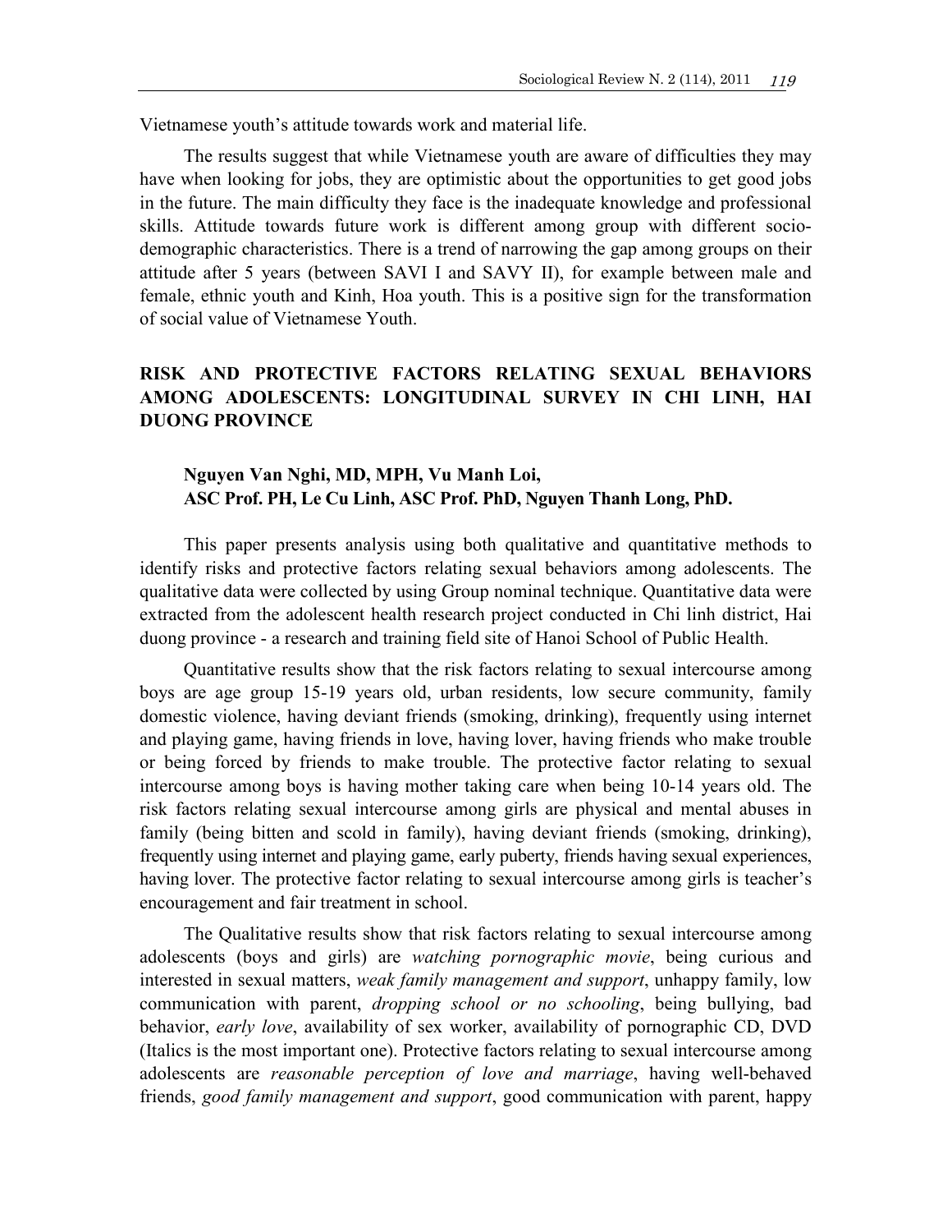Vietnamese youth's attitude towards work and material life.

The results suggest that while Vietnamese youth are aware of difficulties they may have when looking for jobs, they are optimistic about the opportunities to get good jobs in the future. The main difficulty they face is the inadequate knowledge and professional skills. Attitude towards future work is different among group with different socio-demographic characteristics. There is a trend of narrowing the gap among groups on their attitude after 5 years (between SAVI I and SAVY II), for example between male and female, ethnic youth and Kinh, Hoa youth. This is a positive sign for the transformation of social value of Vietnamese Youth.

## RISK AND PROTECTIVE FACTORS RELATING SEXUAL BEHAVIORS AMONG ADOLESCENTS: LONGITUDINAL SURVEY IN CHI LINH, HAI DUONG PROVINCE

**Nguyen Van Nghi, MD, MPH, Vu Manh Loi, ASC Prof. PH, Le Cu Linh, ASC Prof. PhD, Nguyen Thanh Long, PhD.**

This paper presents analysis using both qualitative and quantitative methods to identify risks and protective factors relating sexual behaviors among adolescents. The qualitative data were collected by using Group nominal technique. Quantitative data were extracted from the adolescent health research project conducted in Chi linh district, Hai duong province - a research and training field site of Hanoi School of Public Health.

Quantitative results show that the risk factors relating to sexual intercourse among boys are age group 15-19 years old, urban residents, low secure community, family domestic violence, having deviant friends (smoking, drinking), frequently using internet and playing game, having friends in love, having lover, having friends who make trouble or being forced by friends to make trouble. The protective factor relating to sexual intercourse among boys is having mother taking care when being 10-14 years old. The risk factors relating sexual intercourse among girls are physical and mental abuses in family (being bitten and scold in family), having deviant friends (smoking, drinking), frequently using internet and playing game, early puberty, friends having sexual experiences, having lover. The protective factor relating to sexual intercourse among girls is teacher's encouragement and fair treatment in school.

The Qualitative results show that risk factors relating to sexual intercourse among adolescents (boys and girls) are *watching pornographic movie*, being curious and interested in sexual matters, *weak family management and support*, unhappy family, low communication with parent, *dropping school or no schooling*, being bullying, bad behavior, *early love*, availability of sex worker, availability of pornographic CD, DVD (Italics is the most important one). Protective factors relating to sexual intercourse among adolescents are *reasonable perception of love and marriage*, having well-behaved friends, *good family management and support*, good communication with parent, happy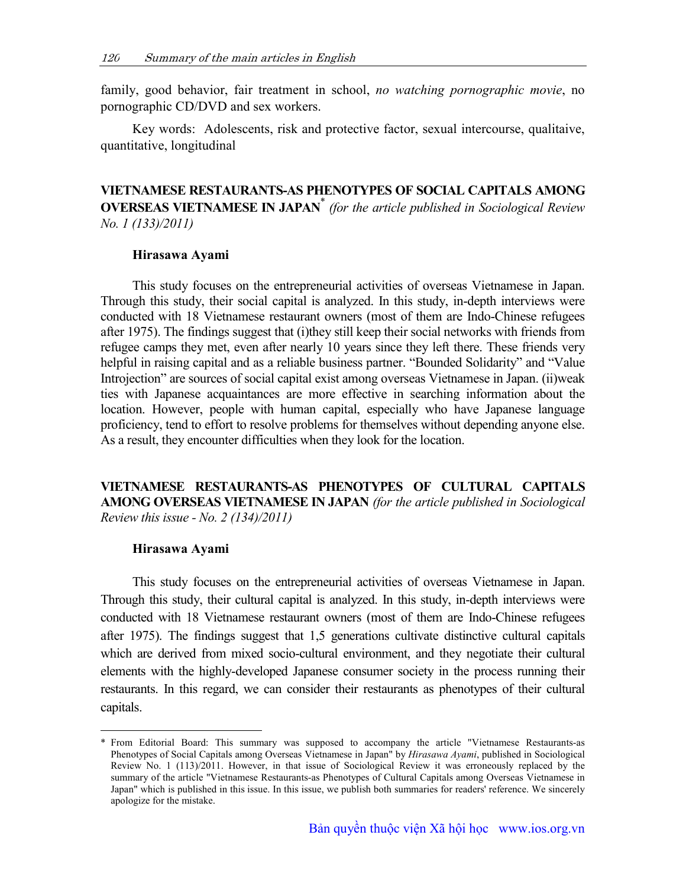family, good behavior, fair treatment in school, *no watching pornographic movie*, no pornographic CD/DVD and sex workers.

Key words: Adolescents, risk and protective factor, sexual intercourse, qualitaive, quantitative, longitudinal

## VIETNAMESE RESTAURANTS-AS PHENOTYPES OF SOCIAL CAPITALS AMONG OVERSEAS VIETNAMESE IN JAPAN* *(for the article published in Sociological Review No. 1 (133)/2011)*

**Hirasawa Ayami**

This study focuses on the entrepreneurial activities of overseas Vietnamese in Japan. Through this study, their social capital is analyzed. In this study, in-depth interviews were conducted with 18 Vietnamese restaurant owners (most of them are Indo-Chinese refugees after 1975). The findings suggest that (i)they still keep their social networks with friends from refugee camps they met, even after nearly 10 years since they left there. These friends very helpful in raising capital and as a reliable business partner. "Bounded Solidarity" and "Value Introjection" are sources of social capital exist among overseas Vietnamese in Japan. (ii)weak ties with Japanese acquaintances are more effective in searching information about the location. However, people with human capital, especially who have Japanese language proficiency, tend to effort to resolve problems for themselves without depending anyone else. As a result, they encounter difficulties when they look for the location.

## VIETNAMESE RESTAURANTS-AS PHENOTYPES OF CULTURAL CAPITALS AMONG OVERSEAS VIETNAMESE IN JAPAN *(for the article published in Sociological Review this issue - No. 2 (134)/2011)*

**Hirasawa Ayami**

This study focuses on the entrepreneurial activities of overseas Vietnamese in Japan. Through this study, their cultural capital is analyzed. In this study, in-depth interviews were conducted with 18 Vietnamese restaurant owners (most of them are Indo-Chinese refugees after 1975). The findings suggest that 1,5 generations cultivate distinctive cultural capitals which are derived from mixed socio-cultural environment, and they negotiate their cultural elements with the highly-developed Japanese consumer society in the process running their restaurants. In this regard, we can consider their restaurants as phenotypes of their cultural capitals.

---

\* From Editorial Board: This summary was supposed to accompany the article "Vietnamese Restaurants-as Phenotypes of Social Capitals among Overseas Vietnamese in Japan" by *Hirasawa Ayami*, published in Sociological Review No. 1 (113)/2011. However, in that issue of Sociological Review it was erroneously replaced by the summary of the article "Vietnamese Restaurants-as Phenotypes of Cultural Capitals among Overseas Vietnamese in Japan" which is published in this issue. In this issue, we publish both summaries for readers' reference. We sincerely apologize for the mistake.